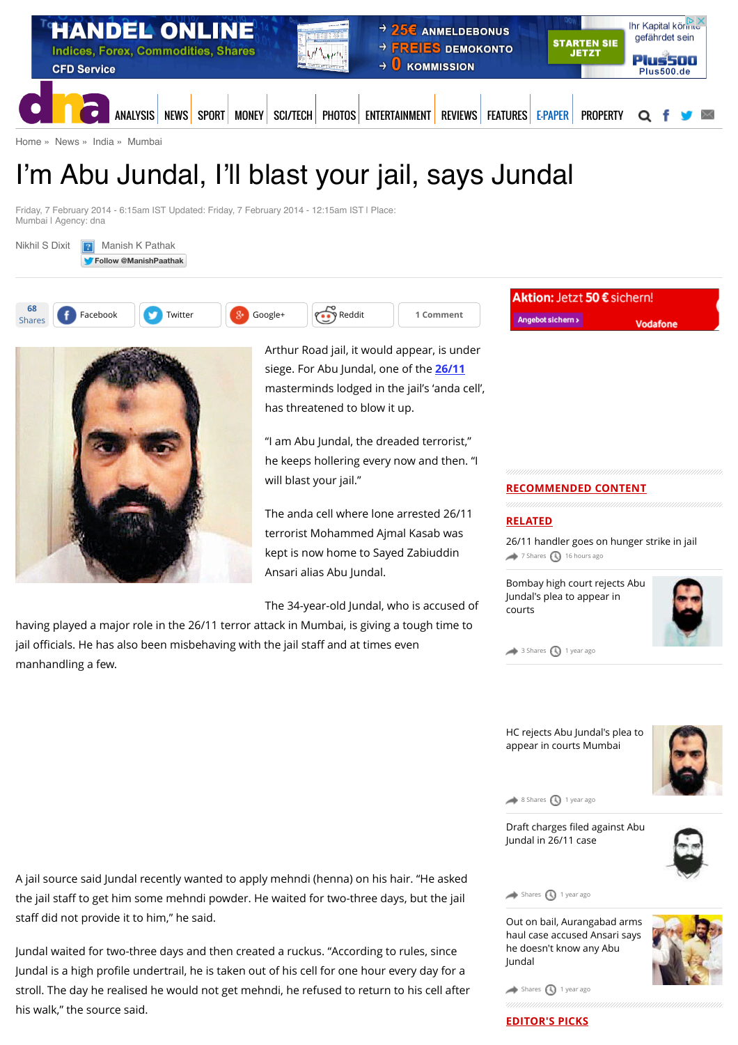Home » News » India » Mumbai

# I'm Abu Jundal, I'll blast your jail, says Jundal

Friday, 7 February 2014 - 6:15am IST Updated: Friday, 7 February 2014 - 12:15am IST | Place: Mumbai | Agency: dna

Nikhil S Dixit   Manish K Pathak

Follow @ManishPaathak

68 Shares | Facebook | Twitter | Google+ | Reddit | 1 Comment

Arthur Road jail, it would appear, is under siege. For Abu Jundal, one of the 26/11 masterminds lodged in the jail's 'anda cell', has threatened to blow it up.

"I am Abu Jundal, the dreaded terrorist," he keeps hollering every now and then. "I will blast your jail."

The anda cell where lone arrested 26/11 terrorist Mohammed Ajmal Kasab was kept is now home to Sayed Zabiuddin Ansari alias Abu Jundal.

The 34-year-old Jundal, who is accused of having played a major role in the 26/11 terror attack in Mumbai, is giving a tough time to jail officials. He has also been misbehaving with the jail staff and at times even manhandling a few.

A jail source said Jundal recently wanted to apply mehndi (henna) on his hair. "He asked the jail staff to get him some mehndi powder. He waited for two-three days, but the jail staff did not provide it to him," he said.

Jundal waited for two-three days and then created a ruckus. "According to rules, since Jundal is a high profile undertrail, he is taken out of his cell for one hour every day for a stroll. The day he realised he would not get mehndi, he refused to return to his cell after his walk," the source said.

## RECOMMENDED CONTENT

## RELATED

26/11 handler goes on hunger strike in jail
7 Shares · 16 hours ago

Bombay high court rejects Abu Jundal's plea to appear in courts
3 Shares · 1 year ago

HC rejects Abu Jundal's plea to appear in courts Mumbai
8 Shares · 1 year ago

Draft charges filed against Abu Jundal in 26/11 case
Shares · 1 year ago

Out on bail, Aurangabad arms haul case accused Ansari says he doesn't know any Abu Jundal
Shares · 1 year ago

## EDITOR'S PICKS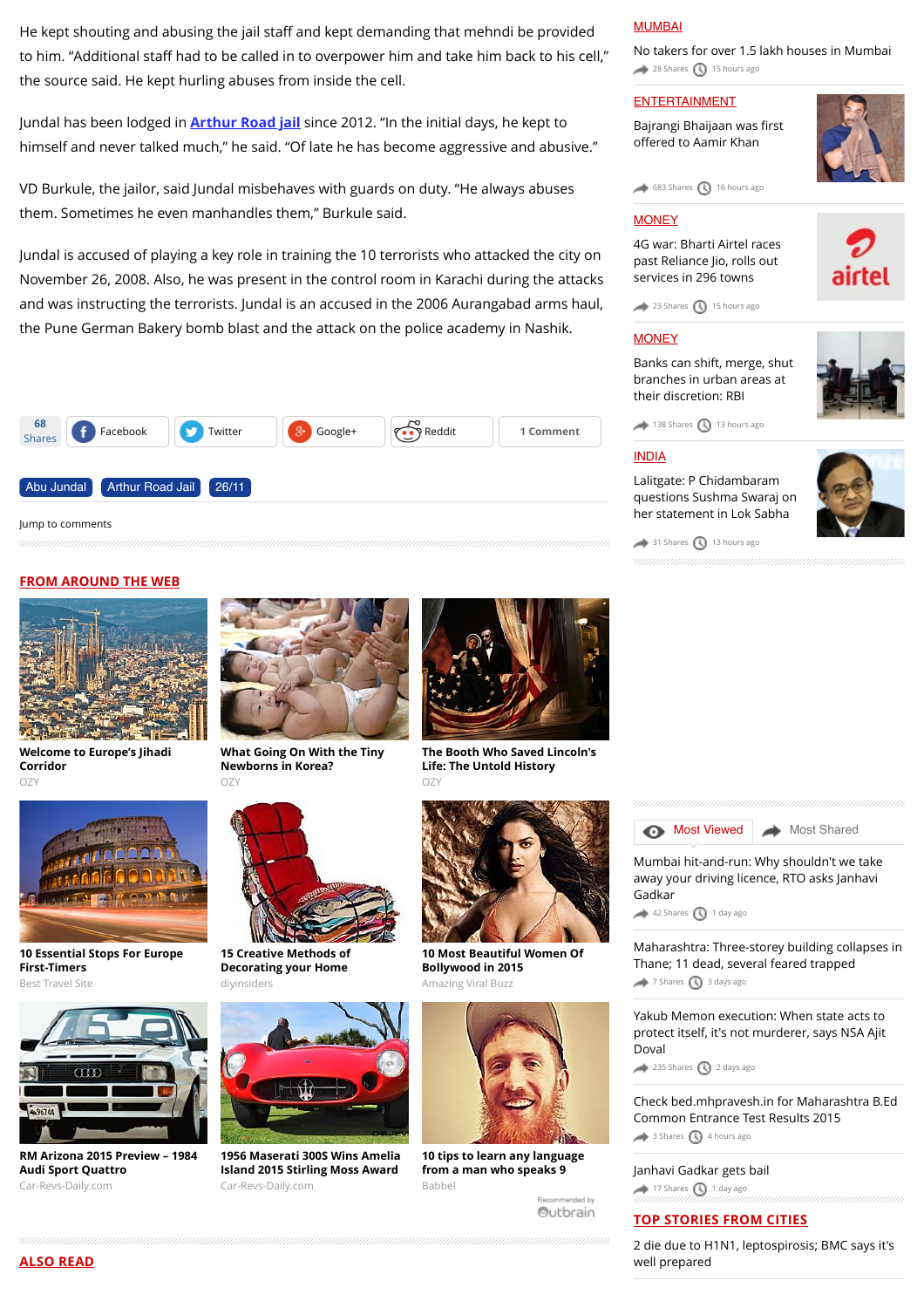He kept shouting and abusing the jail staff and kept demanding that mehndi be provided to him. "Additional staff had to be called in to overpower him and take him back to his cell," the source said. He kept hurling abuses from inside the cell.

Jundal has been lodged in **Arthur Road jail** since 2012. "In the initial days, he kept to himself and never talked much," he said. "Of late he has become aggressive and abusive."

VD Burkule, the jailor, said Jundal misbehaves with guards on duty. "He always abuses them. Sometimes he even manhandles them," Burkule said.

Jundal is accused of playing a key role in training the 10 terrorists who attacked the city on November 26, 2008. Also, he was present in the control room in Karachi during the attacks and was instructing the terrorists. Jundal is an accused in the 2006 Aurangabad arms haul, the Pune German Bakery bomb blast and the attack on the police academy in Nashik.

68 Shares | Facebook | Twitter | Google+ | Reddit | 1 Comment

Abu Jundal | Arthur Road Jail | 26/11

Jump to comments

## FROM AROUND THE WEB

**Welcome to Europe's Jihadi Corridor**
OZY

**What Going On With the Tiny Newborns in Korea?**
OZY

**The Booth Who Saved Lincoln's Life: The Untold History**
OZY

**10 Essential Stops For Europe First-Timers**
Best Travel Site

**15 Creative Methods of Decorating your Home**
diyinsiders

**10 Most Beautiful Women Of Bollywood in 2015**
Amazing Viral Buzz

**RM Arizona 2015 Preview – 1984 Audi Sport Quattro**
Car-Revs-Daily.com

**1956 Maserati 300S Wins Amelia Island 2015 Stirling Moss Award**
Car-Revs-Daily.com

**10 tips to learn any language from a man who speaks 9**
Babbel

Recommended by Outbrain

## ALSO READ

MUMBAI
No takers for over 1.5 lakh houses in Mumbai
28 Shares 15 hours ago

ENTERTAINMENT
Bajrangi Bhaijaan was first offered to Aamir Khan
683 Shares 16 hours ago

MONEY
4G war: Bharti Airtel races past Reliance Jio, rolls out services in 296 towns
23 Shares 15 hours ago

MONEY
Banks can shift, merge, shut branches in urban areas at their discretion: RBI
138 Shares 13 hours ago

INDIA
Lalitgate: P Chidambaram questions Sushma Swaraj on her statement in Lok Sabha
31 Shares 13 hours ago

Most Viewed | Most Shared

Mumbai hit-and-run: Why shouldn't we take away your driving licence, RTO asks Janhavi Gadkar
42 Shares 1 day ago

Maharashtra: Three-storey building collapses in Thane; 11 dead, several feared trapped
7 Shares 3 days ago

Yakub Memon execution: When state acts to protect itself, it's not murderer, says NSA Ajit Doval
235 Shares 2 days ago

Check bed.mhpravesh.in for Maharashtra B.Ed Common Entrance Test Results 2015
3 Shares 4 hours ago

Janhavi Gadkar gets bail
17 Shares 1 day ago

## TOP STORIES FROM CITIES

2 die due to H1N1, leptospirosis; BMC says it's well prepared